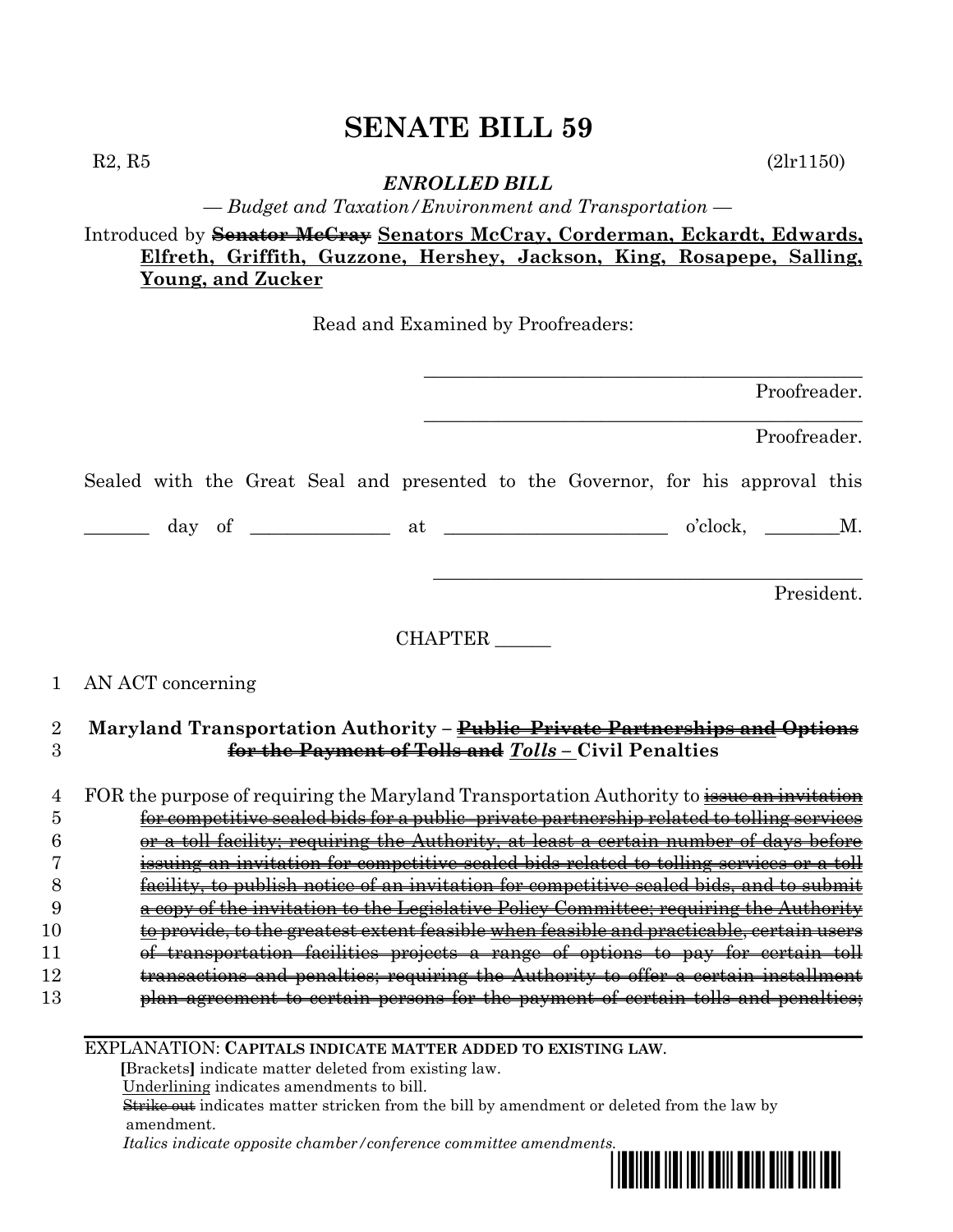# SENATE BILL 59

R2, R5 (2lr1150)

***ENROLLED BILL***

*— Budget and Taxation/Environment and Transportation —*

Introduced by ~~Senator McCray~~ **Senators McCray, Corderman, Eckardt, Edwards, Elfreth, Griffith, Guzzone, Hershey, Jackson, King, Rosapepe, Salling, Young, and Zucker**

Read and Examined by Proofreaders:

_______________________________________________ Proofreader.

_______________________________________________ Proofreader.

Sealed with the Great Seal and presented to the Governor, for his approval this

_______ day of ______________ at ________________________ o'clock, ________M.

_______________________________________________ President.

CHAPTER ______

1 AN ACT concerning

2 **Maryland Transportation Authority – ~~Public–Private Partnerships and Options~~**
3 **~~for the Payment of Tolls and~~ *Tolls –* Civil Penalties**

4 FOR the purpose of requiring the Maryland Transportation Authority to ~~issue an invitation~~
5 ~~for competitive sealed bids for a public–private partnership related to tolling services~~
6 ~~or a toll facility; requiring the Authority, at least a certain number of days before~~
7 ~~issuing an invitation for competitive sealed bids related to tolling services or a toll~~
8 ~~facility, to publish notice of an invitation for competitive sealed bids, and to submit~~
9 ~~a copy of the invitation to the Legislative Policy Committee; requiring the Authority~~
10 ~~to provide, to the greatest extent feasible when feasible and practicable, certain users~~
11 ~~of transportation facilities projects a range of options to pay for certain toll~~
12 ~~transactions and penalties; requiring the Authority to offer a certain installment~~
13 ~~plan agreement to certain persons for the payment of certain tolls and penalties;~~

EXPLANATION: **CAPITALS INDICATE MATTER ADDED TO EXISTING LAW**.
**[**Brackets**]** indicate matter deleted from existing law.
Underlining indicates amendments to bill.
~~Strike out~~ indicates matter stricken from the bill by amendment or deleted from the law by amendment.
*Italics indicate opposite chamber/conference committee amendments.*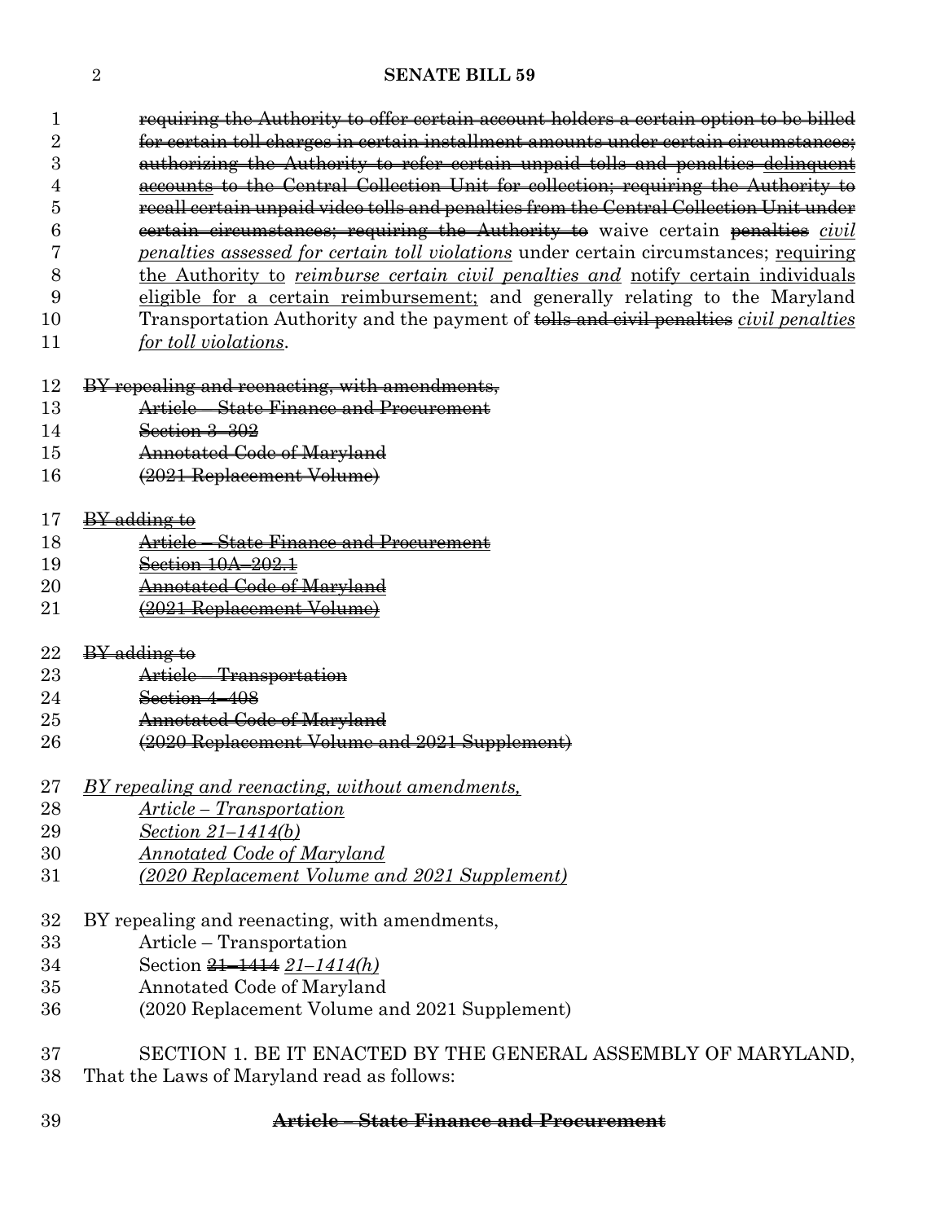~~requiring the Authority to offer certain account holders a certain option to be billed for certain toll charges in certain installment amounts under certain circumstances; authorizing the Authority to refer certain unpaid tolls and penalties delinquent accounts to the Central Collection Unit for collection; requiring the Authority to recall certain unpaid video tolls and penalties from the Central Collection Unit under certain circumstances; requiring the Authority to~~ waive certain ~~penalties~~ *civil penalties assessed for certain toll violations* under certain circumstances; requiring the Authority to *reimburse certain civil penalties and* notify certain individuals eligible for a certain reimbursement; and generally relating to the Maryland Transportation Authority and the payment of ~~tolls and civil penalties~~ *civil penalties for toll violations*.

~~BY repealing and reenacting, with amendments,~~
~~Article – State Finance and Procurement~~
~~Section 3–302~~
~~Annotated Code of Maryland~~
~~(2021 Replacement Volume)~~

~~BY adding to~~
~~Article – State Finance and Procurement~~
~~Section 10A–202.1~~
~~Annotated Code of Maryland~~
~~(2021 Replacement Volume)~~

~~BY adding to~~
~~Article – Transportation~~
~~Section 4–408~~
~~Annotated Code of Maryland~~
~~(2020 Replacement Volume and 2021 Supplement)~~

*BY repealing and reenacting, without amendments,*
*Article – Transportation*
*Section 21–1414(b)*
*Annotated Code of Maryland*
*(2020 Replacement Volume and 2021 Supplement)*

BY repealing and reenacting, with amendments,
Article – Transportation
Section ~~21–1414~~ *21–1414(h)*
Annotated Code of Maryland
(2020 Replacement Volume and 2021 Supplement)

SECTION 1. BE IT ENACTED BY THE GENERAL ASSEMBLY OF MARYLAND, That the Laws of Maryland read as follows:

**~~Article – State Finance and Procurement~~**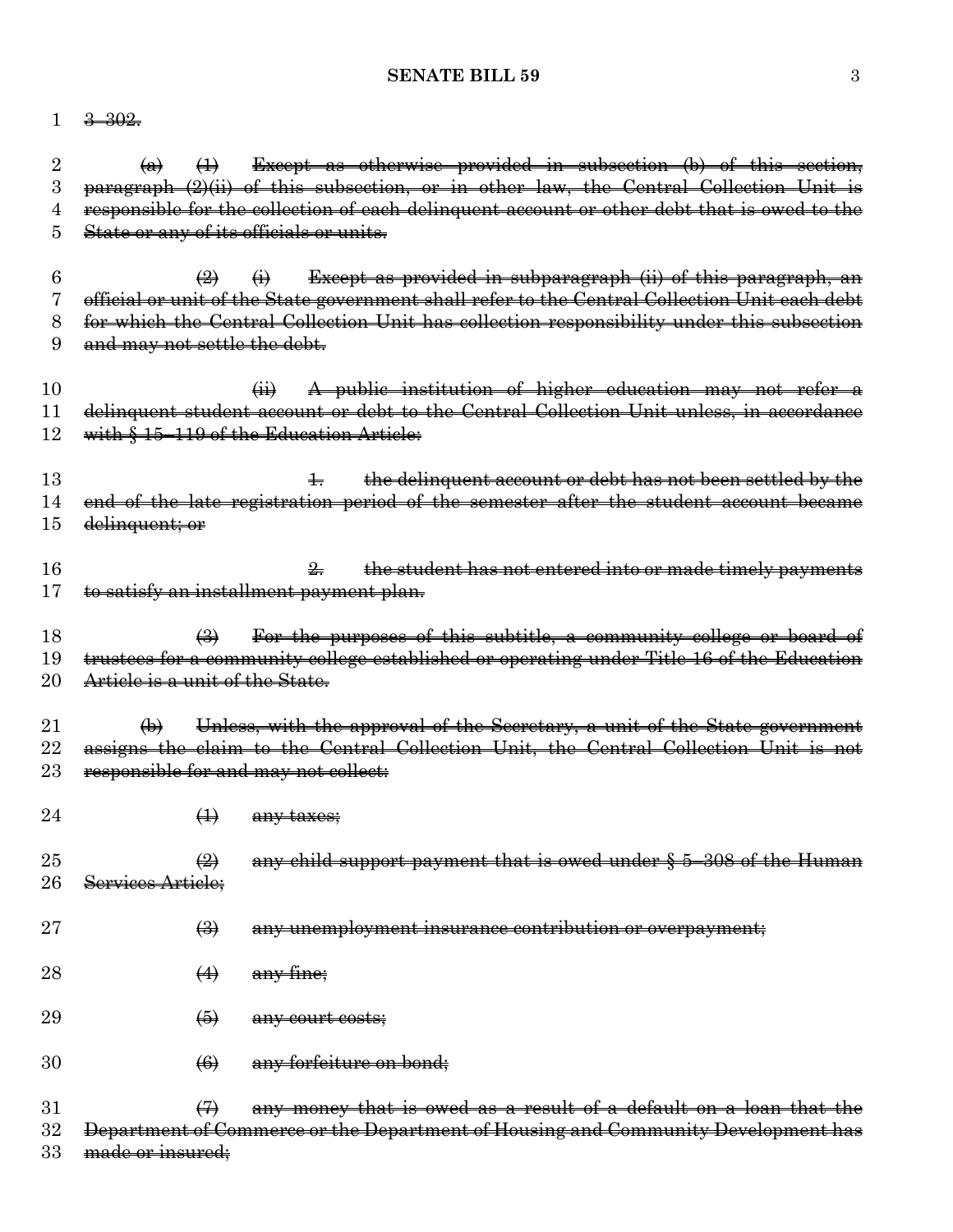~~3–302.~~

~~(a) (1) Except as otherwise provided in subsection (b) of this section, paragraph (2)(ii) of this subsection, or in other law, the Central Collection Unit is responsible for the collection of each delinquent account or other debt that is owed to the State or any of its officials or units.~~

~~(2) (i) Except as provided in subparagraph (ii) of this paragraph, an official or unit of the State government shall refer to the Central Collection Unit each debt for which the Central Collection Unit has collection responsibility under this subsection and may not settle the debt.~~

~~(ii) A public institution of higher education may not refer a delinquent student account or debt to the Central Collection Unit unless, in accordance with § 15–119 of the Education Article:~~

~~1. the delinquent account or debt has not been settled by the end of the late registration period of the semester after the student account became delinquent; or~~

~~2. the student has not entered into or made timely payments to satisfy an installment payment plan.~~

~~(3) For the purposes of this subtitle, a community college or board of trustees for a community college established or operating under Title 16 of the Education Article is a unit of the State.~~

~~(b) Unless, with the approval of the Secretary, a unit of the State government assigns the claim to the Central Collection Unit, the Central Collection Unit is not responsible for and may not collect:~~

~~(1) any taxes;~~

~~(2) any child support payment that is owed under § 5–308 of the Human Services Article;~~

~~(3) any unemployment insurance contribution or overpayment;~~

~~(4) any fine;~~

~~(5) any court costs;~~

~~(6) any forfeiture on bond;~~

~~(7) any money that is owed as a result of a default on a loan that the Department of Commerce or the Department of Housing and Community Development has made or insured;~~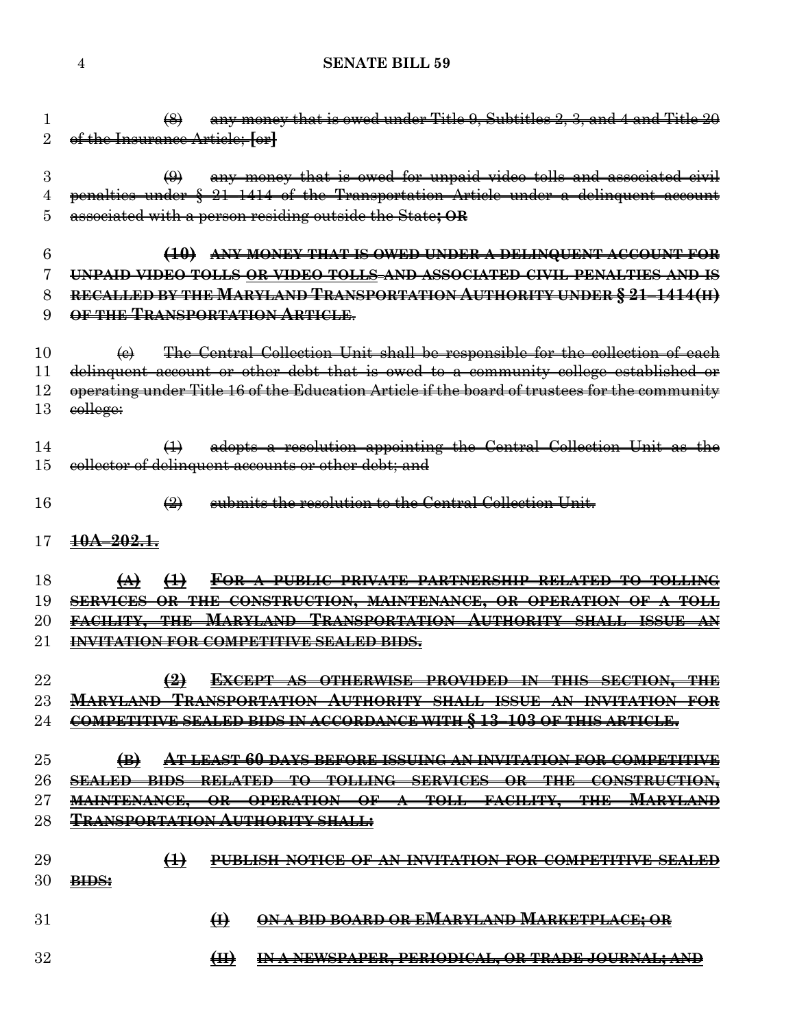~~(8) any money that is owed under Title 9, Subtitles 2, 3, and 4 and Title 20 of the Insurance Article; [or]~~

~~(9) any money that is owed for unpaid video tolls and associated civil penalties under § 21–1414 of the Transportation Article under a delinquent account associated with a person residing outside the State; OR~~

~~**(10) ANY MONEY THAT IS OWED UNDER A DELINQUENT ACCOUNT FOR UNPAID VIDEO TOLLS <u>OR VIDEO TOLLS</u> AND ASSOCIATED CIVIL PENALTIES AND IS RECALLED BY THE MARYLAND TRANSPORTATION AUTHORITY UNDER § 21–1414(H) OF THE TRANSPORTATION ARTICLE.**~~

~~(e) The Central Collection Unit shall be responsible for the collection of each delinquent account or other debt that is owed to a community college established or operating under Title 16 of the Education Article if the board of trustees for the community college:~~

~~(1) adopts a resolution appointing the Central Collection Unit as the collector of delinquent accounts or other debt; and~~

~~(2) submits the resolution to the Central Collection Unit.~~

~~<u>**10A–202.1.**</u>~~

~~<u>**(A) (1) FOR A PUBLIC PRIVATE PARTNERSHIP RELATED TO TOLLING SERVICES OR THE CONSTRUCTION, MAINTENANCE, OR OPERATION OF A TOLL FACILITY, THE MARYLAND TRANSPORTATION AUTHORITY SHALL ISSUE AN INVITATION FOR COMPETITIVE SEALED BIDS.**</u>~~

~~<u>**(2) EXCEPT AS OTHERWISE PROVIDED IN THIS SECTION, THE MARYLAND TRANSPORTATION AUTHORITY SHALL ISSUE AN INVITATION FOR COMPETITIVE SEALED BIDS IN ACCORDANCE WITH § 13–103 OF THIS ARTICLE.**</u>~~

~~<u>**(B) AT LEAST 60 DAYS BEFORE ISSUING AN INVITATION FOR COMPETITIVE SEALED BIDS RELATED TO TOLLING SERVICES OR THE CONSTRUCTION, MAINTENANCE, OR OPERATION OF A TOLL FACILITY, THE MARYLAND TRANSPORTATION AUTHORITY SHALL:**</u>~~

~~<u>**(1) PUBLISH NOTICE OF AN INVITATION FOR COMPETITIVE SEALED BIDS:**</u>~~

~~<u>**(I) ON A BID BOARD OR EMARYLAND MARKETPLACE; OR**</u>~~

~~<u>**(II) IN A NEWSPAPER, PERIODICAL, OR TRADE JOURNAL; AND**</u>~~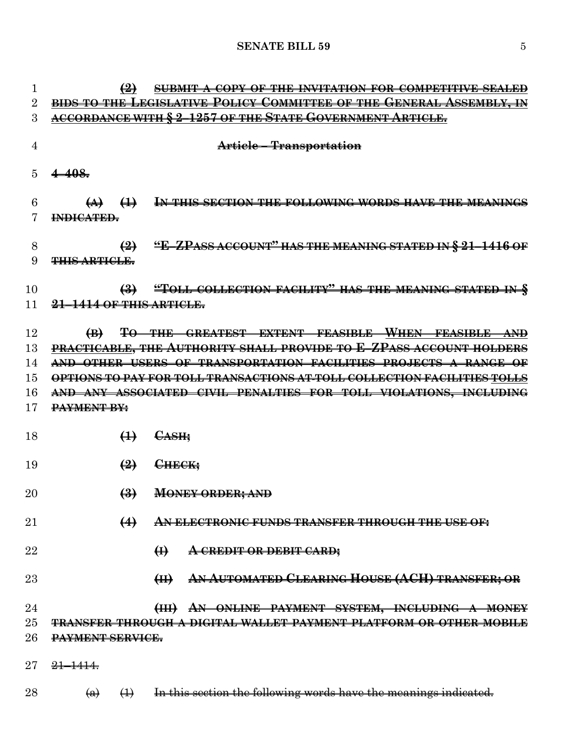**(2) SUBMIT A COPY OF THE INVITATION FOR COMPETITIVE SEALED BIDS TO THE LEGISLATIVE POLICY COMMITTEE OF THE GENERAL ASSEMBLY, IN ACCORDANCE WITH § 2–1257 OF THE STATE GOVERNMENT ARTICLE.**

**Article – Transportation**

**4–408.**

**(A) (1) IN THIS SECTION THE FOLLOWING WORDS HAVE THE MEANINGS INDICATED.**

**(2) "E–ZPASS ACCOUNT" HAS THE MEANING STATED IN § 21–1416 OF THIS ARTICLE.**

**(3) "TOLL COLLECTION FACILITY" HAS THE MEANING STATED IN § 21–1414 OF THIS ARTICLE.**

**(B) TO THE GREATEST EXTENT FEASIBLE WHEN FEASIBLE AND PRACTICABLE, THE AUTHORITY SHALL PROVIDE TO E–ZPASS ACCOUNT HOLDERS AND OTHER USERS OF TRANSPORTATION FACILITIES PROJECTS A RANGE OF OPTIONS TO PAY FOR TOLL TRANSACTIONS AT TOLL COLLECTION FACILITIES TOLLS AND ANY ASSOCIATED CIVIL PENALTIES FOR TOLL VIOLATIONS, INCLUDING PAYMENT BY:**

**(1) CASH;**

**(2) CHECK;**

**(3) MONEY ORDER; AND**

**(4) AN ELECTRONIC FUNDS TRANSFER THROUGH THE USE OF:**

**(I) A CREDIT OR DEBIT CARD;**

**(II) AN AUTOMATED CLEARING HOUSE (ACH) TRANSFER; OR**

**(III) AN ONLINE PAYMENT SYSTEM, INCLUDING A MONEY TRANSFER THROUGH A DIGITAL WALLET PAYMENT PLATFORM OR OTHER MOBILE PAYMENT SERVICE.**

21–1414.

(a) (1) In this section the following words have the meanings indicated.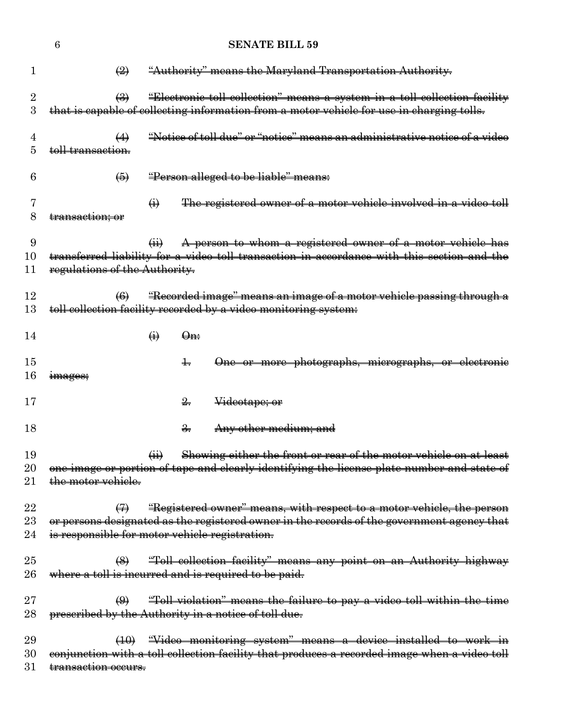~~(2) "Authority" means the Maryland Transportation Authority.~~

~~(3) "Electronic toll collection" means a system in a toll collection facility that is capable of collecting information from a motor vehicle for use in charging tolls.~~

~~(4) "Notice of toll due" or "notice" means an administrative notice of a video toll transaction.~~

~~(5) "Person alleged to be liable" means:~~

~~(i) The registered owner of a motor vehicle involved in a video toll transaction; or~~

~~(ii) A person to whom a registered owner of a motor vehicle has transferred liability for a video toll transaction in accordance with this section and the regulations of the Authority.~~

~~(6) "Recorded image" means an image of a motor vehicle passing through a toll collection facility recorded by a video monitoring system:~~

~~(i) On:~~

~~1. One or more photographs, micrographs, or electronic images;~~

~~2. Videotape; or~~

~~3. Any other medium; and~~

~~(ii) Showing either the front or rear of the motor vehicle on at least one image or portion of tape and clearly identifying the license plate number and state of the motor vehicle.~~

~~(7) "Registered owner" means, with respect to a motor vehicle, the person or persons designated as the registered owner in the records of the government agency that is responsible for motor vehicle registration.~~

~~(8) "Toll collection facility" means any point on an Authority highway where a toll is incurred and is required to be paid.~~

~~(9) "Toll violation" means the failure to pay a video toll within the time prescribed by the Authority in a notice of toll due.~~

~~(10) "Video monitoring system" means a device installed to work in conjunction with a toll collection facility that produces a recorded image when a video toll transaction occurs.~~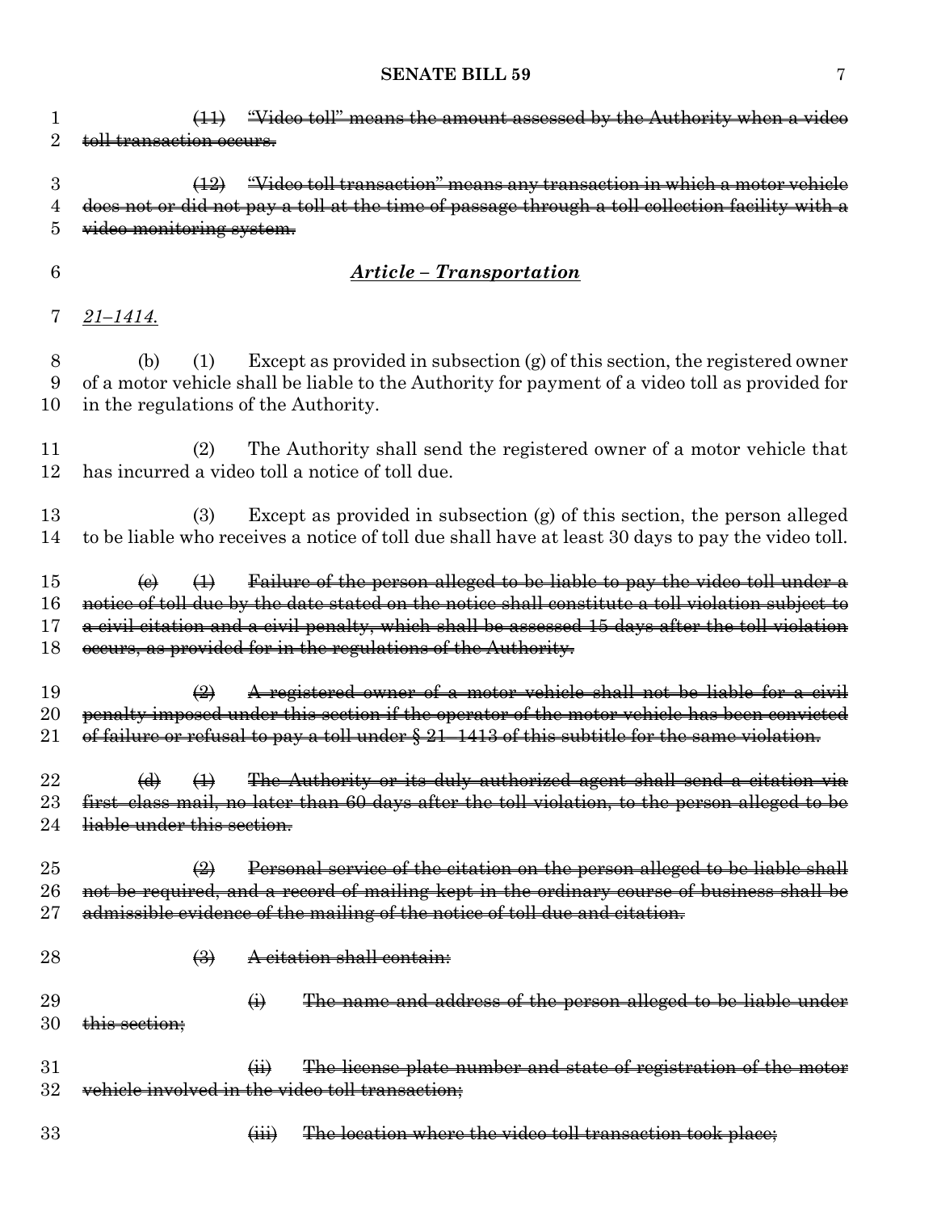~~(11) "Video toll" means the amount assessed by the Authority when a video toll transaction occurs.~~

~~(12) "Video toll transaction" means any transaction in which a motor vehicle does not or did not pay a toll at the time of passage through a toll collection facility with a video monitoring system.~~

## ***<u>Article – Transportation</u>***

*<u>21–1414.</u>*

(b) (1) Except as provided in subsection (g) of this section, the registered owner of a motor vehicle shall be liable to the Authority for payment of a video toll as provided for in the regulations of the Authority.

(2) The Authority shall send the registered owner of a motor vehicle that has incurred a video toll a notice of toll due.

(3) Except as provided in subsection (g) of this section, the person alleged to be liable who receives a notice of toll due shall have at least 30 days to pay the video toll.

~~(c) (1) Failure of the person alleged to be liable to pay the video toll under a notice of toll due by the date stated on the notice shall constitute a toll violation subject to a civil citation and a civil penalty, which shall be assessed 15 days after the toll violation occurs, as provided for in the regulations of the Authority.~~

~~(2) A registered owner of a motor vehicle shall not be liable for a civil penalty imposed under this section if the operator of the motor vehicle has been convicted of failure or refusal to pay a toll under § 21–1413 of this subtitle for the same violation.~~

~~(d) (1) The Authority or its duly authorized agent shall send a citation via first–class mail, no later than 60 days after the toll violation, to the person alleged to be liable under this section.~~

~~(2) Personal service of the citation on the person alleged to be liable shall not be required, and a record of mailing kept in the ordinary course of business shall be admissible evidence of the mailing of the notice of toll due and citation.~~

~~(3) A citation shall contain:~~

~~(i) The name and address of the person alleged to be liable under this section;~~

~~(ii) The license plate number and state of registration of the motor vehicle involved in the video toll transaction;~~

~~(iii) The location where the video toll transaction took place;~~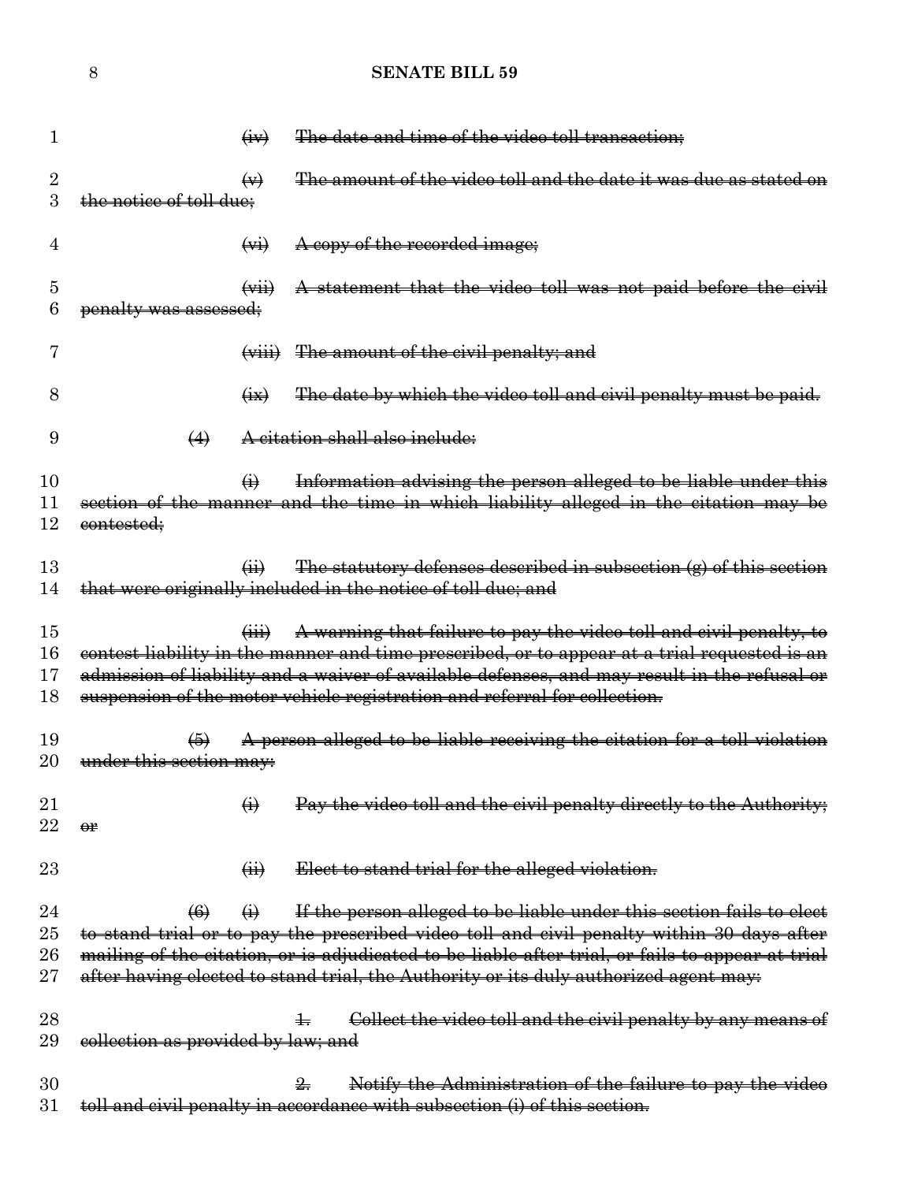~~(iv) The date and time of the video toll transaction;~~

~~(v) The amount of the video toll and the date it was due as stated on the notice of toll due;~~

~~(vi) A copy of the recorded image;~~

~~(vii) A statement that the video toll was not paid before the civil penalty was assessed;~~

~~(viii) The amount of the civil penalty; and~~

~~(ix) The date by which the video toll and civil penalty must be paid.~~

~~(4) A citation shall also include:~~

~~(i) Information advising the person alleged to be liable under this section of the manner and the time in which liability alleged in the citation may be contested;~~

~~(ii) The statutory defenses described in subsection (g) of this section that were originally included in the notice of toll due; and~~

~~(iii) A warning that failure to pay the video toll and civil penalty, to contest liability in the manner and time prescribed, or to appear at a trial requested is an admission of liability and a waiver of available defenses, and may result in the refusal or suspension of the motor vehicle registration and referral for collection.~~

~~(5) A person alleged to be liable receiving the citation for a toll violation under this section may:~~

~~(i) Pay the video toll and the civil penalty directly to the Authority; or~~

~~(ii) Elect to stand trial for the alleged violation.~~

~~(6) (i) If the person alleged to be liable under this section fails to elect to stand trial or to pay the prescribed video toll and civil penalty within 30 days after mailing of the citation, or is adjudicated to be liable after trial, or fails to appear at trial after having elected to stand trial, the Authority or its duly authorized agent may:~~

~~1. Collect the video toll and the civil penalty by any means of collection as provided by law; and~~

~~2. Notify the Administration of the failure to pay the video toll and civil penalty in accordance with subsection (i) of this section.~~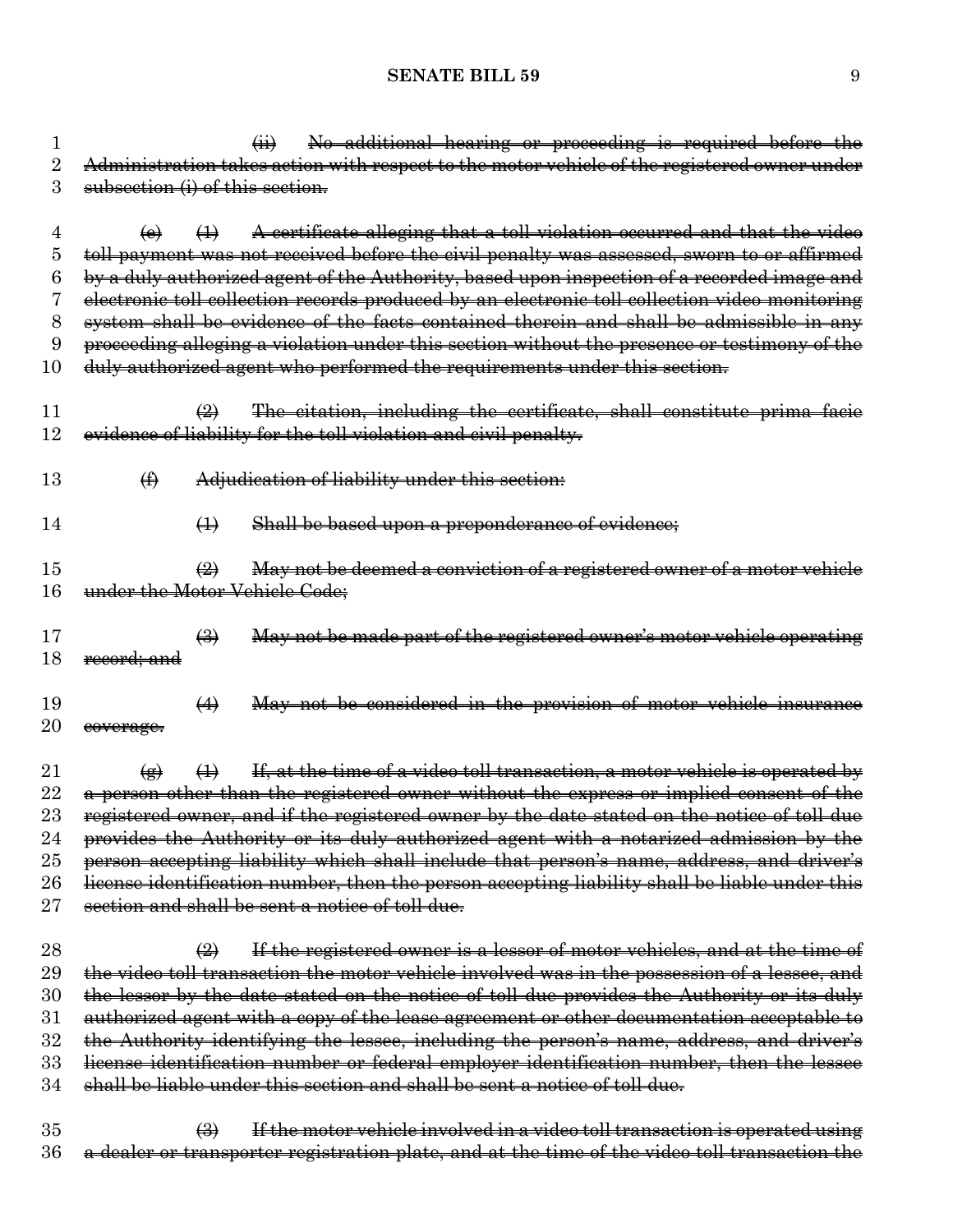~~(ii) No additional hearing or proceeding is required before the Administration takes action with respect to the motor vehicle of the registered owner under subsection (i) of this section.~~

~~(e) (1) A certificate alleging that a toll violation occurred and that the video toll payment was not received before the civil penalty was assessed, sworn to or affirmed by a duly authorized agent of the Authority, based upon inspection of a recorded image and electronic toll collection records produced by an electronic toll collection video monitoring system shall be evidence of the facts contained therein and shall be admissible in any proceeding alleging a violation under this section without the presence or testimony of the duly authorized agent who performed the requirements under this section.~~

~~(2) The citation, including the certificate, shall constitute prima facie evidence of liability for the toll violation and civil penalty.~~

~~(f) Adjudication of liability under this section:~~

~~(1) Shall be based upon a preponderance of evidence;~~

~~(2) May not be deemed a conviction of a registered owner of a motor vehicle under the Motor Vehicle Code;~~

~~(3) May not be made part of the registered owner's motor vehicle operating record; and~~

~~(4) May not be considered in the provision of motor vehicle insurance coverage.~~

~~(g) (1) If, at the time of a video toll transaction, a motor vehicle is operated by a person other than the registered owner without the express or implied consent of the registered owner, and if the registered owner by the date stated on the notice of toll due provides the Authority or its duly authorized agent with a notarized admission by the person accepting liability which shall include that person's name, address, and driver's license identification number, then the person accepting liability shall be liable under this section and shall be sent a notice of toll due.~~

~~(2) If the registered owner is a lessor of motor vehicles, and at the time of the video toll transaction the motor vehicle involved was in the possession of a lessee, and the lessor by the date stated on the notice of toll due provides the Authority or its duly authorized agent with a copy of the lease agreement or other documentation acceptable to the Authority identifying the lessee, including the person's name, address, and driver's license identification number or federal employer identification number, then the lessee shall be liable under this section and shall be sent a notice of toll due.~~

~~(3) If the motor vehicle involved in a video toll transaction is operated using a dealer or transporter registration plate, and at the time of the video toll transaction the~~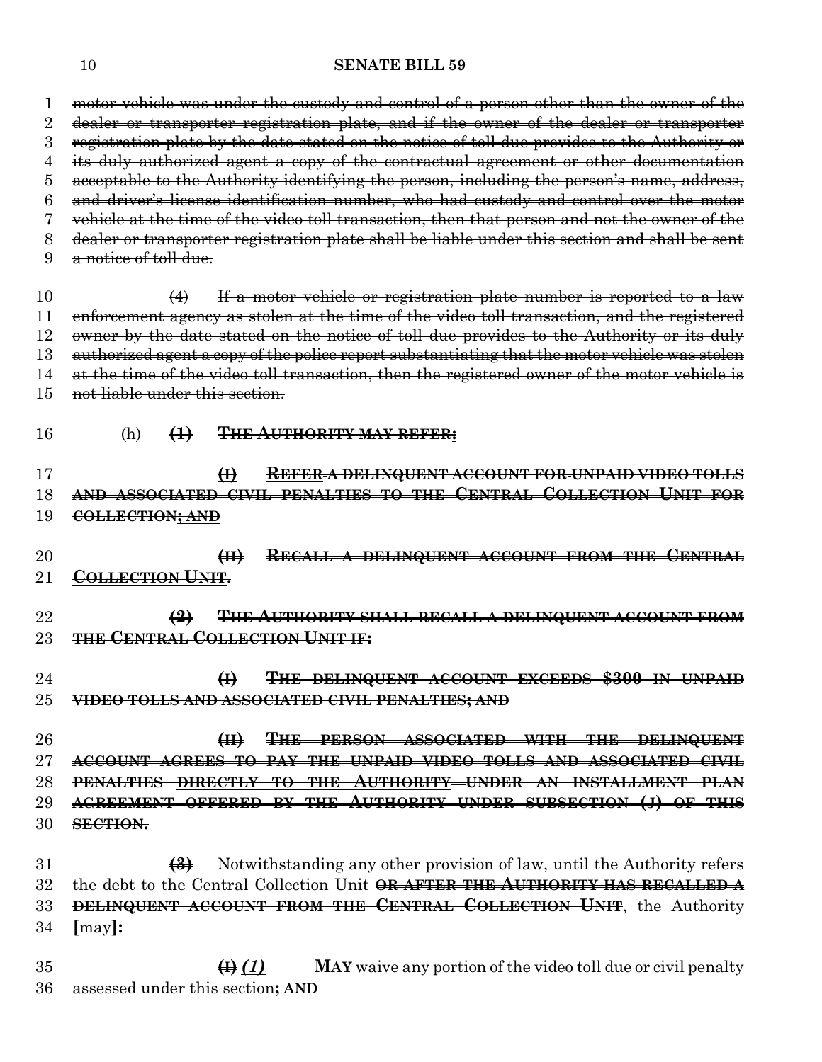~~motor vehicle was under the custody and control of a person other than the owner of the dealer or transporter registration plate, and if the owner of the dealer or transporter registration plate by the date stated on the notice of toll due provides to the Authority or its duly authorized agent a copy of the contractual agreement or other documentation acceptable to the Authority identifying the person, including the person's name, address, and driver's license identification number, who had custody and control over the motor vehicle at the time of the video toll transaction, then that person and not the owner of the dealer or transporter registration plate shall be liable under this section and shall be sent a notice of toll due.~~

~~(4) If a motor vehicle or registration plate number is reported to a law enforcement agency as stolen at the time of the video toll transaction, and the registered owner by the date stated on the notice of toll due provides to the Authority or its duly authorized agent a copy of the police report substantiating that the motor vehicle was stolen at the time of the video toll transaction, then the registered owner of the motor vehicle is not liable under this section.~~

(h) ~~**(1) THE AUTHORITY MAY REFER:**~~

~~**(I) REFER A DELINQUENT ACCOUNT FOR UNPAID VIDEO TOLLS AND ASSOCIATED CIVIL PENALTIES TO THE CENTRAL COLLECTION UNIT FOR COLLECTION; AND**~~

~~**(II) RECALL A DELINQUENT ACCOUNT FROM THE CENTRAL COLLECTION UNIT.**~~

~~**(2) THE AUTHORITY SHALL RECALL A DELINQUENT ACCOUNT FROM THE CENTRAL COLLECTION UNIT IF:**~~

~~**(I) THE DELINQUENT ACCOUNT EXCEEDS $300 IN UNPAID VIDEO TOLLS AND ASSOCIATED CIVIL PENALTIES; AND**~~

~~**(II) THE PERSON ASSOCIATED WITH THE DELINQUENT ACCOUNT AGREES TO PAY THE UNPAID VIDEO TOLLS AND ASSOCIATED CIVIL PENALTIES DIRECTLY TO THE AUTHORITY UNDER AN INSTALLMENT PLAN AGREEMENT OFFERED BY THE AUTHORITY UNDER SUBSECTION (J) OF THIS SECTION.**~~

~~**(3)**~~ Notwithstanding any other provision of law, until the Authority refers the debt to the Central Collection Unit ~~**OR AFTER THE AUTHORITY HAS RECALLED A DELINQUENT ACCOUNT FROM THE CENTRAL COLLECTION UNIT**~~, the Authority [may]:

~~**(I)**~~ *(1)* **MAY** waive any portion of the video toll due or civil penalty assessed under this section**; AND**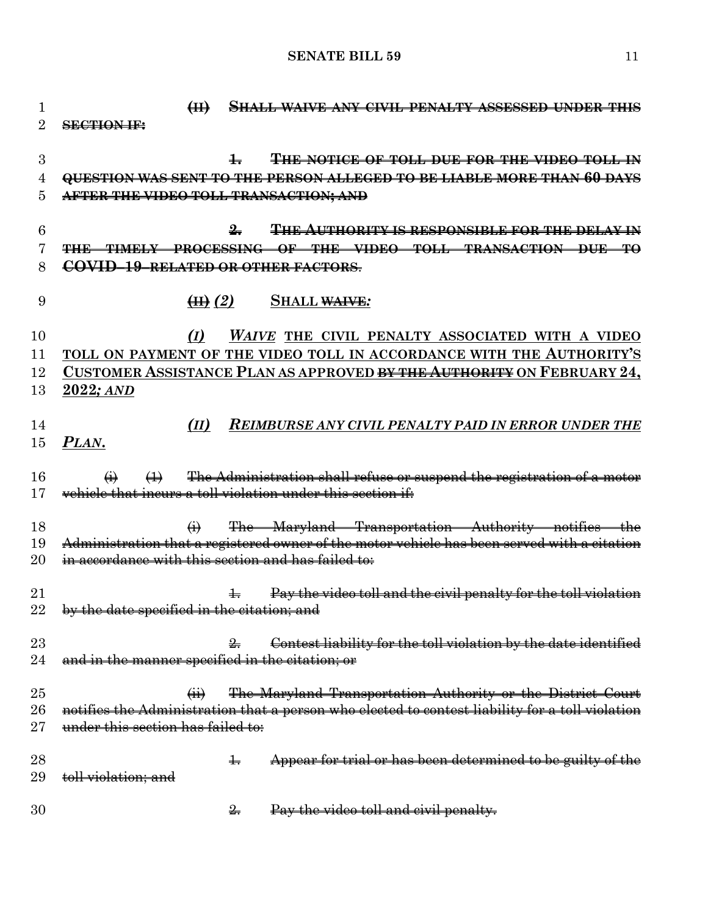~~(II) SHALL WAIVE ANY CIVIL PENALTY ASSESSED UNDER THIS SECTION IF:~~

~~1. THE NOTICE OF TOLL DUE FOR THE VIDEO TOLL IN QUESTION WAS SENT TO THE PERSON ALLEGED TO BE LIABLE MORE THAN 60 DAYS AFTER THE VIDEO TOLL TRANSACTION; AND~~

~~2. THE AUTHORITY IS RESPONSIBLE FOR THE DELAY IN THE TIMELY PROCESSING OF THE VIDEO TOLL TRANSACTION DUE TO COVID–19–RELATED OR OTHER FACTORS.~~

~~(II)~~ *(2)* **SHALL** ~~WAIVE~~*:*

*(I)* ***WAIVE*** **THE CIVIL PENALTY ASSOCIATED WITH A VIDEO TOLL ON PAYMENT OF THE VIDEO TOLL IN ACCORDANCE WITH THE AUTHORITY'S CUSTOMER ASSISTANCE PLAN AS APPROVED** ~~BY THE AUTHORITY~~ **ON FEBRUARY 24, 2022***; AND*

*(II)* ***REIMBURSE ANY CIVIL PENALTY PAID IN ERROR UNDER THE PLAN.***

~~(i)~~ ~~(1) The Administration shall refuse or suspend the registration of a motor vehicle that incurs a toll violation under this section if:~~

~~(i) The Maryland Transportation Authority notifies the Administration that a registered owner of the motor vehicle has been served with a citation in accordance with this section and has failed to:~~

~~1. Pay the video toll and the civil penalty for the toll violation by the date specified in the citation; and~~

~~2. Contest liability for the toll violation by the date identified and in the manner specified in the citation; or~~

~~(ii) The Maryland Transportation Authority or the District Court notifies the Administration that a person who elected to contest liability for a toll violation under this section has failed to:~~

~~1. Appear for trial or has been determined to be guilty of the toll violation; and~~

~~2. Pay the video toll and civil penalty.~~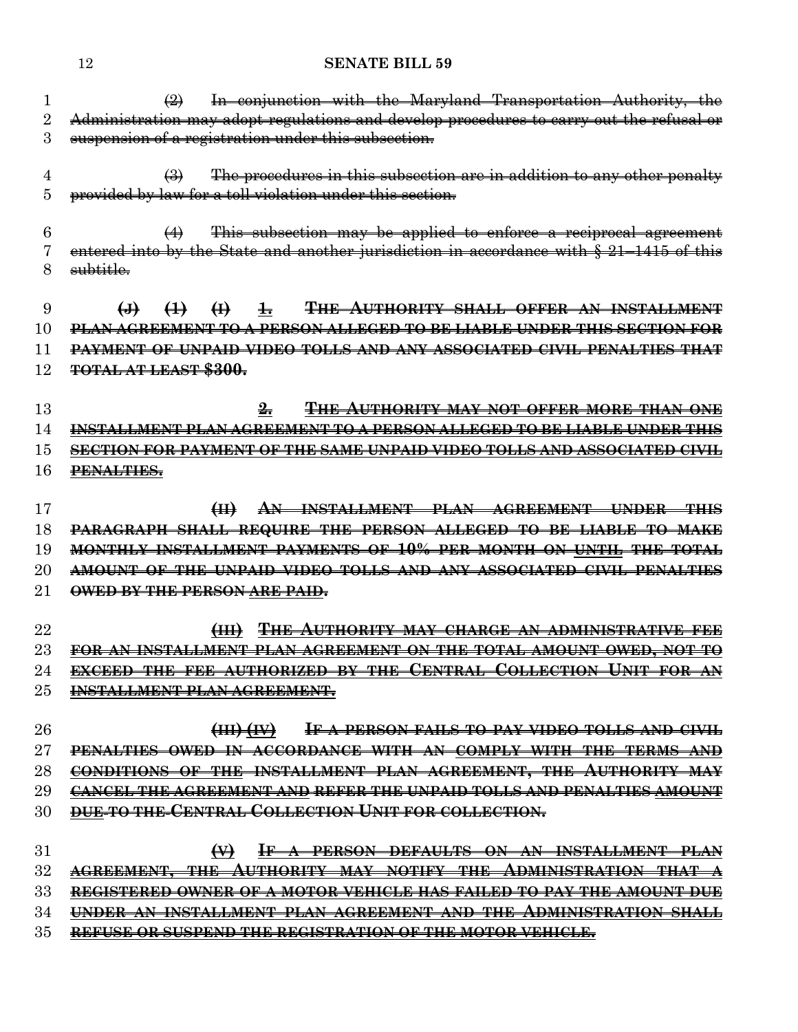(2) In conjunction with the Maryland Transportation Authority, the Administration may adopt regulations and develop procedures to carry out the refusal or suspension of a registration under this subsection.

(3) The procedures in this subsection are in addition to any other penalty provided by law for a toll violation under this section.

(4) This subsection may be applied to enforce a reciprocal agreement entered into by the State and another jurisdiction in accordance with § 21–1415 of this subtitle.

**(J) (1) (I) 1. THE AUTHORITY SHALL OFFER AN INSTALLMENT PLAN AGREEMENT TO A PERSON ALLEGED TO BE LIABLE UNDER THIS SECTION FOR PAYMENT OF UNPAID VIDEO TOLLS AND ANY ASSOCIATED CIVIL PENALTIES THAT TOTAL AT LEAST $300.**

**2. THE AUTHORITY MAY NOT OFFER MORE THAN ONE INSTALLMENT PLAN AGREEMENT TO A PERSON ALLEGED TO BE LIABLE UNDER THIS SECTION FOR PAYMENT OF THE SAME UNPAID VIDEO TOLLS AND ASSOCIATED CIVIL PENALTIES.**

**(II) AN INSTALLMENT PLAN AGREEMENT UNDER THIS PARAGRAPH SHALL REQUIRE THE PERSON ALLEGED TO BE LIABLE TO MAKE MONTHLY INSTALLMENT PAYMENTS OF 10% PER MONTH ON UNTIL THE TOTAL AMOUNT OF THE UNPAID VIDEO TOLLS AND ANY ASSOCIATED CIVIL PENALTIES OWED BY THE PERSON ARE PAID.**

**(III) THE AUTHORITY MAY CHARGE AN ADMINISTRATIVE FEE FOR AN INSTALLMENT PLAN AGREEMENT ON THE TOTAL AMOUNT OWED, NOT TO EXCEED THE FEE AUTHORIZED BY THE CENTRAL COLLECTION UNIT FOR AN INSTALLMENT PLAN AGREEMENT.**

**(III) (IV) IF A PERSON FAILS TO PAY VIDEO TOLLS AND CIVIL PENALTIES OWED IN ACCORDANCE WITH AN COMPLY WITH THE TERMS AND CONDITIONS OF THE INSTALLMENT PLAN AGREEMENT, THE AUTHORITY MAY CANCEL THE AGREEMENT AND REFER THE UNPAID TOLLS AND PENALTIES AMOUNT DUE TO THE CENTRAL COLLECTION UNIT FOR COLLECTION.**

**(V) IF A PERSON DEFAULTS ON AN INSTALLMENT PLAN AGREEMENT, THE AUTHORITY MAY NOTIFY THE ADMINISTRATION THAT A REGISTERED OWNER OF A MOTOR VEHICLE HAS FAILED TO PAY THE AMOUNT DUE UNDER AN INSTALLMENT PLAN AGREEMENT AND THE ADMINISTRATION SHALL REFUSE OR SUSPEND THE REGISTRATION OF THE MOTOR VEHICLE.**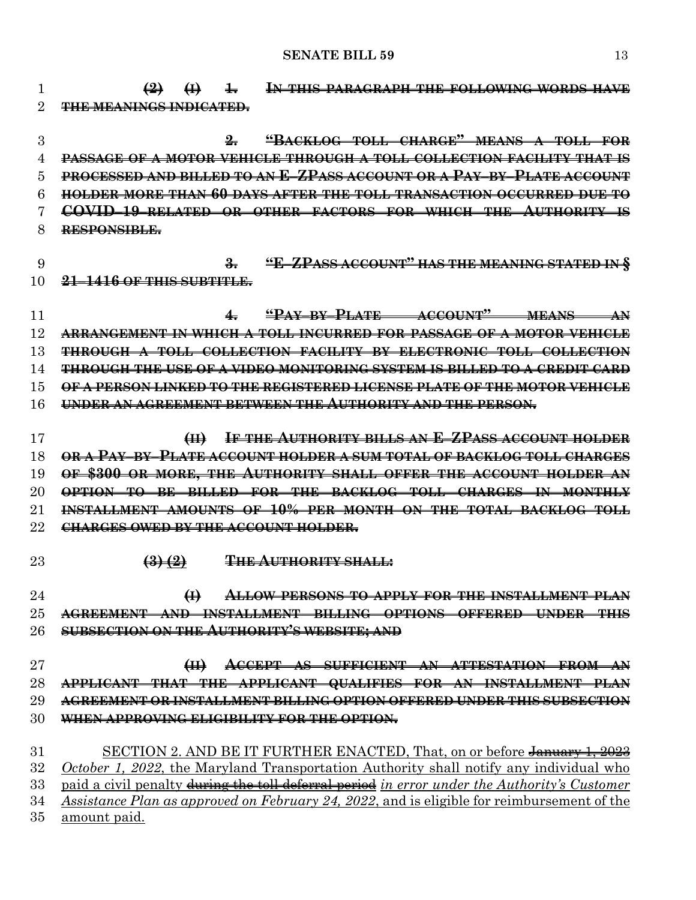~~**(2) (I) 1. IN THIS PARAGRAPH THE FOLLOWING WORDS HAVE THE MEANINGS INDICATED.**~~

~~**2. "BACKLOG TOLL CHARGE" MEANS A TOLL FOR PASSAGE OF A MOTOR VEHICLE THROUGH A TOLL COLLECTION FACILITY THAT IS PROCESSED AND BILLED TO AN E–ZPASS ACCOUNT OR A PAY–BY–PLATE ACCOUNT HOLDER MORE THAN 60 DAYS AFTER THE TOLL TRANSACTION OCCURRED DUE TO COVID–19–RELATED OR OTHER FACTORS FOR WHICH THE AUTHORITY IS RESPONSIBLE.**~~

~~**3. "E–ZPASS ACCOUNT" HAS THE MEANING STATED IN § 21–1416 OF THIS SUBTITLE.**~~

~~**4. "PAY–BY–PLATE ACCOUNT" MEANS AN ARRANGEMENT IN WHICH A TOLL INCURRED FOR PASSAGE OF A MOTOR VEHICLE THROUGH A TOLL COLLECTION FACILITY BY ELECTRONIC TOLL COLLECTION THROUGH THE USE OF A VIDEO MONITORING SYSTEM IS BILLED TO A CREDIT CARD OF A PERSON LINKED TO THE REGISTERED LICENSE PLATE OF THE MOTOR VEHICLE UNDER AN AGREEMENT BETWEEN THE AUTHORITY AND THE PERSON.**~~

~~**(II) IF THE AUTHORITY BILLS AN E–ZPASS ACCOUNT HOLDER OR A PAY–BY–PLATE ACCOUNT HOLDER A SUM TOTAL OF BACKLOG TOLL CHARGES OF $300 OR MORE, THE AUTHORITY SHALL OFFER THE ACCOUNT HOLDER AN OPTION TO BE BILLED FOR THE BACKLOG TOLL CHARGES IN MONTHLY INSTALLMENT AMOUNTS OF 10% PER MONTH ON THE TOTAL BACKLOG TOLL CHARGES OWED BY THE ACCOUNT HOLDER.**~~

~~**(3) (2) THE AUTHORITY SHALL:**~~

~~**(I) ALLOW PERSONS TO APPLY FOR THE INSTALLMENT PLAN AGREEMENT AND INSTALLMENT BILLING OPTIONS OFFERED UNDER THIS SUBSECTION ON THE AUTHORITY'S WEBSITE; AND**~~

~~**(II) ACCEPT AS SUFFICIENT AN ATTESTATION FROM AN APPLICANT THAT THE APPLICANT QUALIFIES FOR AN INSTALLMENT PLAN AGREEMENT OR INSTALLMENT BILLING OPTION OFFERED UNDER THIS SUBSECTION WHEN APPROVING ELIGIBILITY FOR THE OPTION.**~~

SECTION 2. AND BE IT FURTHER ENACTED, That, on or before ~~January 1, 2023~~ *October 1, 2022*, the Maryland Transportation Authority shall notify any individual who paid a civil penalty ~~during the toll deferral period~~ *in error under the Authority's Customer Assistance Plan as approved on February 24, 2022*, and is eligible for reimbursement of the amount paid.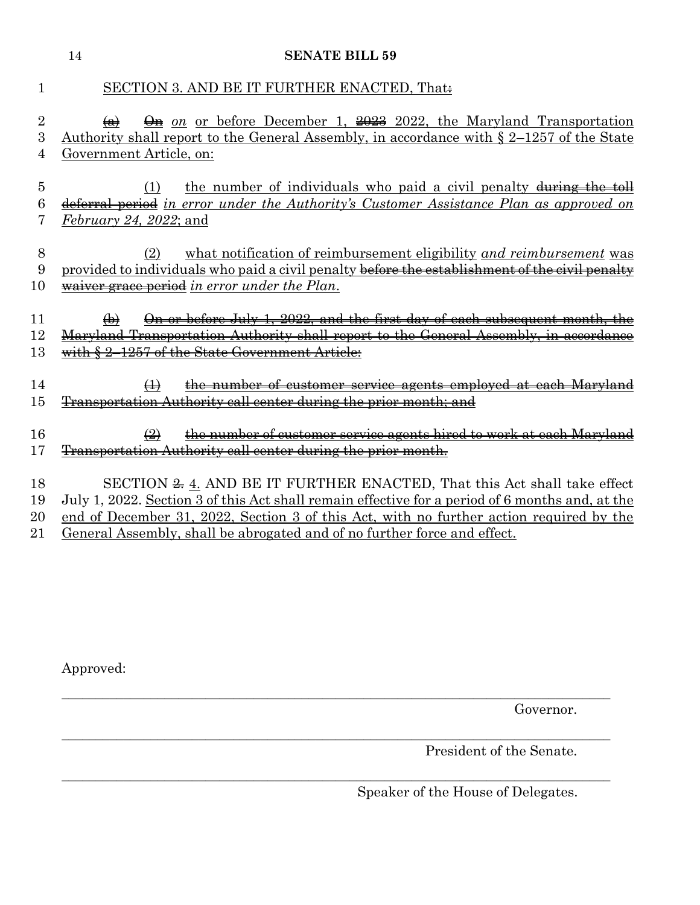SECTION 3. AND BE IT FURTHER ENACTED, That~~:~~

~~(a)~~ ~~On~~ *on* or before December 1, ~~2023~~ 2022, the Maryland Transportation Authority shall report to the General Assembly, in accordance with § 2–1257 of the State Government Article, on:

(1) the number of individuals who paid a civil penalty ~~during the toll deferral period~~ *in error under the Authority's Customer Assistance Plan as approved on February 24, 2022*; and

(2) what notification of reimbursement eligibility *and reimbursement* was provided to individuals who paid a civil penalty ~~before the establishment of the civil penalty waiver grace period~~ *in error under the Plan*.

~~(b) On or before July 1, 2022, and the first day of each subsequent month, the Maryland Transportation Authority shall report to the General Assembly, in accordance with § 2–1257 of the State Government Article:~~

~~(1) the number of customer service agents employed at each Maryland Transportation Authority call center during the prior month; and~~

~~(2) the number of customer service agents hired to work at each Maryland Transportation Authority call center during the prior month.~~

SECTION ~~2.~~ 4. AND BE IT FURTHER ENACTED, That this Act shall take effect July 1, 2022. Section 3 of this Act shall remain effective for a period of 6 months and, at the end of December 31, 2022, Section 3 of this Act, with no further action required by the General Assembly, shall be abrogated and of no further force and effect.

Approved:

\_\_\_\_\_\_\_\_\_\_\_\_\_\_\_\_\_\_\_\_\_\_\_\_\_\_\_\_\_\_\_\_\_\_\_\_\_\_\_\_\_\_\_\_

Governor.

\_\_\_\_\_\_\_\_\_\_\_\_\_\_\_\_\_\_\_\_\_\_\_\_\_\_\_\_\_\_\_\_\_\_\_\_\_\_\_\_\_\_\_\_

President of the Senate.

\_\_\_\_\_\_\_\_\_\_\_\_\_\_\_\_\_\_\_\_\_\_\_\_\_\_\_\_\_\_\_\_\_\_\_\_\_\_\_\_\_\_\_\_

Speaker of the House of Delegates.